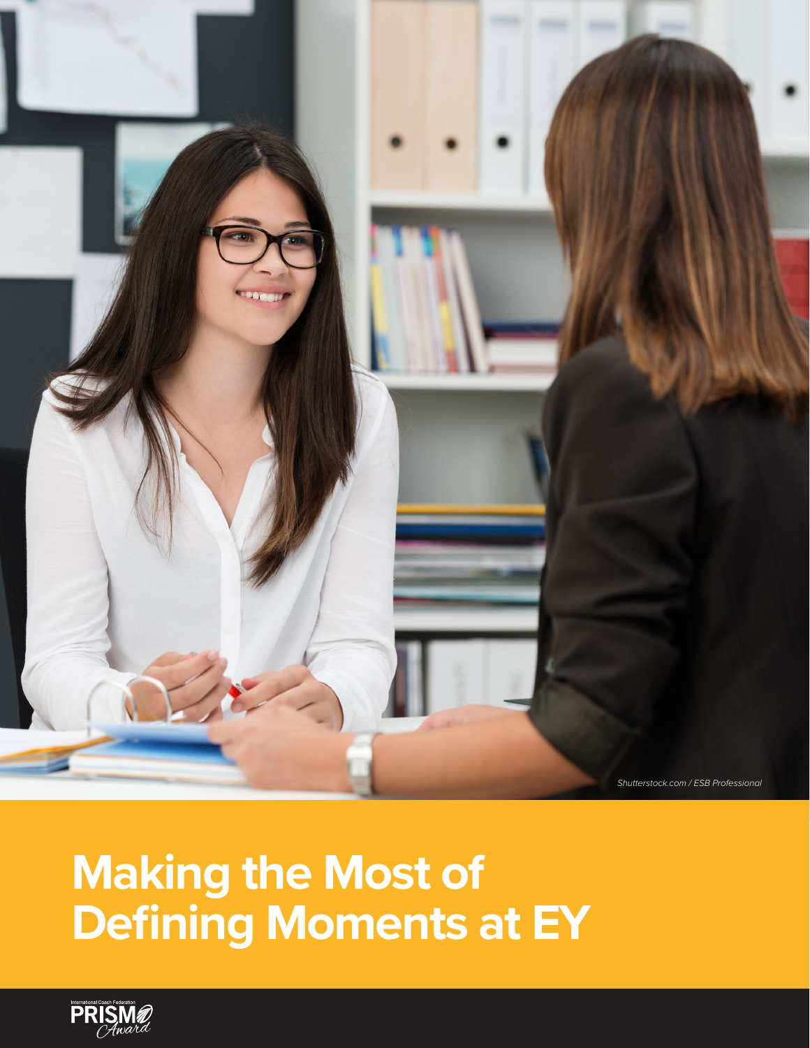Shutterstock.com / ESB Professional

# Making the Most of Defining Moments at EY

International Coach Federation PRISM Award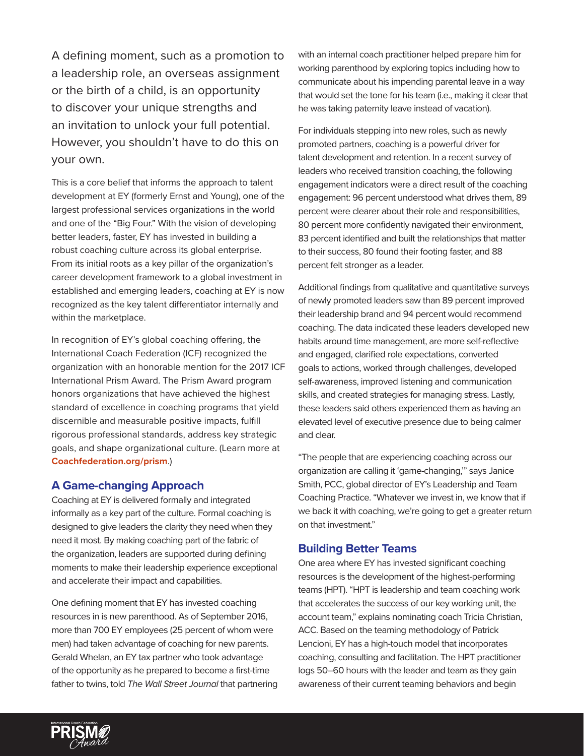A defining moment, such as a promotion to a leadership role, an overseas assignment or the birth of a child, is an opportunity to discover your unique strengths and an invitation to unlock your full potential. However, you shouldn't have to do this on your own.

This is a core belief that informs the approach to talent development at EY (formerly Ernst and Young), one of the largest professional services organizations in the world and one of the "Big Four." With the vision of developing better leaders, faster, EY has invested in building a robust coaching culture across its global enterprise. From its initial roots as a key pillar of the organization's career development framework to a global investment in established and emerging leaders, coaching at EY is now recognized as the key talent differentiator internally and within the marketplace.

In recognition of EY's global coaching offering, the International Coach Federation (ICF) recognized the organization with an honorable mention for the 2017 ICF International Prism Award. The Prism Award program honors organizations that have achieved the highest standard of excellence in coaching programs that yield discernible and measurable positive impacts, fulfill rigorous professional standards, address key strategic goals, and shape organizational culture. (Learn more at **Coachfederation.org/prism**.)

## A Game-changing Approach

Coaching at EY is delivered formally and integrated informally as a key part of the culture. Formal coaching is designed to give leaders the clarity they need when they need it most. By making coaching part of the fabric of the organization, leaders are supported during defining moments to make their leadership experience exceptional and accelerate their impact and capabilities.

One defining moment that EY has invested coaching resources in is new parenthood. As of September 2016, more than 700 EY employees (25 percent of whom were men) had taken advantage of coaching for new parents. Gerald Whelan, an EY tax partner who took advantage of the opportunity as he prepared to become a first-time father to twins, told *The Wall Street Journal* that partnering with an internal coach practitioner helped prepare him for working parenthood by exploring topics including how to communicate about his impending parental leave in a way that would set the tone for his team (i.e., making it clear that he was taking paternity leave instead of vacation).

For individuals stepping into new roles, such as newly promoted partners, coaching is a powerful driver for talent development and retention. In a recent survey of leaders who received transition coaching, the following engagement indicators were a direct result of the coaching engagement: 96 percent understood what drives them, 89 percent were clearer about their role and responsibilities, 80 percent more confidently navigated their environment, 83 percent identified and built the relationships that matter to their success, 80 found their footing faster, and 88 percent felt stronger as a leader.

Additional findings from qualitative and quantitative surveys of newly promoted leaders saw than 89 percent improved their leadership brand and 94 percent would recommend coaching. The data indicated these leaders developed new habits around time management, are more self-reflective and engaged, clarified role expectations, converted goals to actions, worked through challenges, developed self-awareness, improved listening and communication skills, and created strategies for managing stress. Lastly, these leaders said others experienced them as having an elevated level of executive presence due to being calmer and clear.

"The people that are experiencing coaching across our organization are calling it 'game-changing,'" says Janice Smith, PCC, global director of EY's Leadership and Team Coaching Practice. "Whatever we invest in, we know that if we back it with coaching, we're going to get a greater return on that investment."

## Building Better Teams

One area where EY has invested significant coaching resources is the development of the highest-performing teams (HPT). "HPT is leadership and team coaching work that accelerates the success of our key working unit, the account team," explains nominating coach Tricia Christian, ACC. Based on the teaming methodology of Patrick Lencioni, EY has a high-touch model that incorporates coaching, consulting and facilitation. The HPT practitioner logs 50–60 hours with the leader and team as they gain awareness of their current teaming behaviors and begin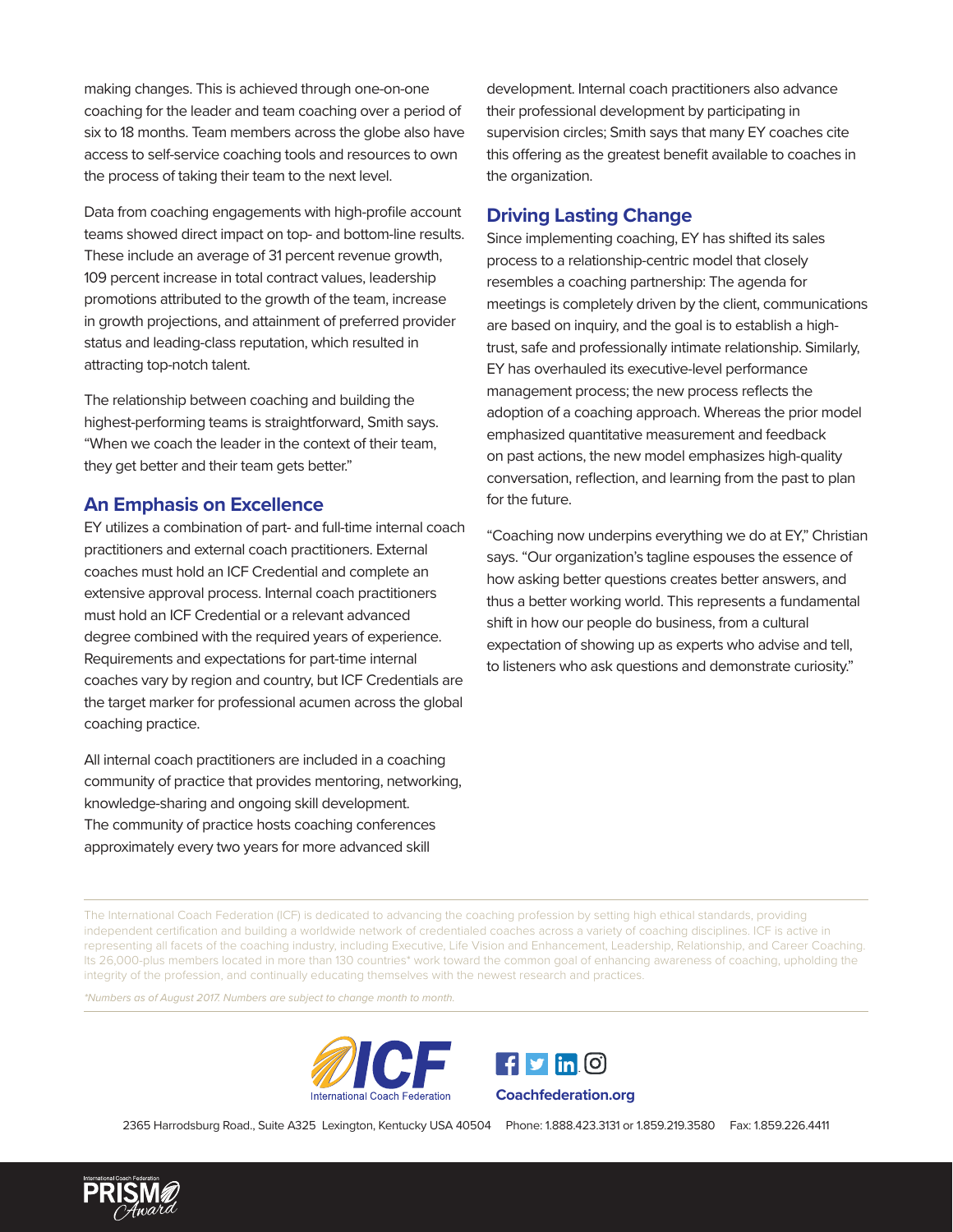making changes. This is achieved through one-on-one coaching for the leader and team coaching over a period of six to 18 months. Team members across the globe also have access to self-service coaching tools and resources to own the process of taking their team to the next level.

Data from coaching engagements with high-profile account teams showed direct impact on top- and bottom-line results. These include an average of 31 percent revenue growth, 109 percent increase in total contract values, leadership promotions attributed to the growth of the team, increase in growth projections, and attainment of preferred provider status and leading-class reputation, which resulted in attracting top-notch talent.

The relationship between coaching and building the highest-performing teams is straightforward, Smith says. "When we coach the leader in the context of their team, they get better and their team gets better."

## An Emphasis on Excellence

EY utilizes a combination of part- and full-time internal coach practitioners and external coach practitioners. External coaches must hold an ICF Credential and complete an extensive approval process. Internal coach practitioners must hold an ICF Credential or a relevant advanced degree combined with the required years of experience. Requirements and expectations for part-time internal coaches vary by region and country, but ICF Credentials are the target marker for professional acumen across the global coaching practice.

All internal coach practitioners are included in a coaching community of practice that provides mentoring, networking, knowledge-sharing and ongoing skill development. The community of practice hosts coaching conferences approximately every two years for more advanced skill development. Internal coach practitioners also advance their professional development by participating in supervision circles; Smith says that many EY coaches cite this offering as the greatest benefit available to coaches in the organization.

## Driving Lasting Change

Since implementing coaching, EY has shifted its sales process to a relationship-centric model that closely resembles a coaching partnership: The agenda for meetings is completely driven by the client, communications are based on inquiry, and the goal is to establish a high-trust, safe and professionally intimate relationship. Similarly, EY has overhauled its executive-level performance management process; the new process reflects the adoption of a coaching approach. Whereas the prior model emphasized quantitative measurement and feedback on past actions, the new model emphasizes high-quality conversation, reflection, and learning from the past to plan for the future.

"Coaching now underpins everything we do at EY," Christian says. "Our organization's tagline espouses the essence of how asking better questions creates better answers, and thus a better working world. This represents a fundamental shift in how our people do business, from a cultural expectation of showing up as experts who advise and tell, to listeners who ask questions and demonstrate curiosity."

---

The International Coach Federation (ICF) is dedicated to advancing the coaching profession by setting high ethical standards, providing independent certification and building a worldwide network of credentialed coaches across a variety of coaching disciplines. ICF is active in representing all facets of the coaching industry, including Executive, Life Vision and Enhancement, Leadership, Relationship, and Career Coaching. Its 26,000-plus members located in more than 130 countries* work toward the common goal of enhancing awareness of coaching, upholding the integrity of the profession, and continually educating themselves with the newest research and practices.

*Numbers as of August 2017. Numbers are subject to change month to month.*

---

ICF International Coach Federation

Coachfederation.org

2365 Harrodsburg Road., Suite A325 Lexington, Kentucky USA 40504 Phone: 1.888.423.3131 or 1.859.219.3580 Fax: 1.859.226.4411

International Coach Federation PRISM Award